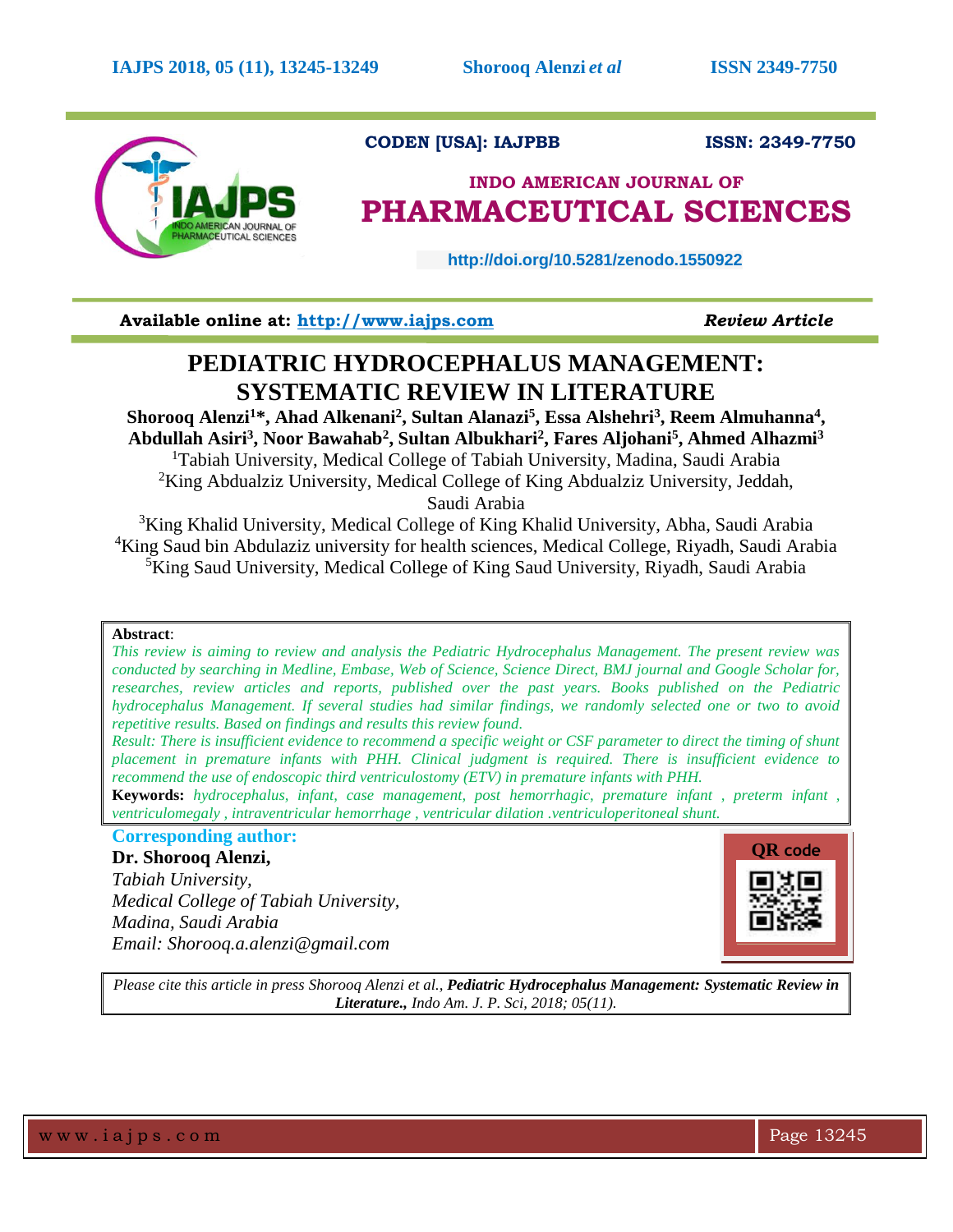CODEN [USA]: IAJPBB ISSN: 2349-7750

INDO AMERICAN JOURNAL OF

# PHARMACEUTICAL SCIENCES

http://doi.org/10.5281/zenodo.1550922

Available online at: http://www.iajps.com *Review Article*

# PEDIATRIC HYDROCEPHALUS MANAGEMENT: SYSTEMATIC REVIEW IN LITERATURE

**Shorooq Alenzi[1]\*, Ahad Alkenani[2], Sultan Alanazi[5], Essa Alshehri[3], Reem Almuhanna[4], Abdullah Asiri[3], Noor Bawahab[2], Sultan Albukhari[2], Fares Aljohani[5], Ahmed Alhazmi[3]**

[1]Tabiah University, Medical College of Tabiah University, Madina, Saudi Arabia

[2]King Abdualziz University, Medical College of King Abdualziz University, Jeddah, Saudi Arabia

[3]King Khalid University, Medical College of King Khalid University, Abha, Saudi Arabia

[4]King Saud bin Abdulaziz university for health sciences, Medical College, Riyadh, Saudi Arabia

[5]King Saud University, Medical College of King Saud University, Riyadh, Saudi Arabia

**Abstract**:

*This review is aiming to review and analysis the Pediatric Hydrocephalus Management. The present review was conducted by searching in Medline, Embase, Web of Science, Science Direct, BMJ journal and Google Scholar for, researches, review articles and reports, published over the past years. Books published on the Pediatric hydrocephalus Management. If several studies had similar findings, we randomly selected one or two to avoid repetitive results. Based on findings and results this review found.*

*Result: There is insufficient evidence to recommend a specific weight or CSF parameter to direct the timing of shunt placement in premature infants with PHH. Clinical judgment is required. There is insufficient evidence to recommend the use of endoscopic third ventriculostomy (ETV) in premature infants with PHH.*

**Keywords:** *hydrocephalus, infant, case management, post hemorrhagic, premature infant , preterm infant , ventriculomegaly , intraventricular hemorrhage , ventricular dilation .ventriculoperitoneal shunt.*

**Corresponding author:**

**Dr. Shorooq Alenzi,**

*Tabiah University,*

*Medical College of Tabiah University,*

*Madina, Saudi Arabia*

*Email: Shorooq.a.alenzi@gmail.com*

QR code

*Please cite this article in press Shorooq Alenzi et al.,* ***Pediatric Hydrocephalus Management: Systematic Review in Literature.,*** *Indo Am. J. P. Sci, 2018; 05(11).*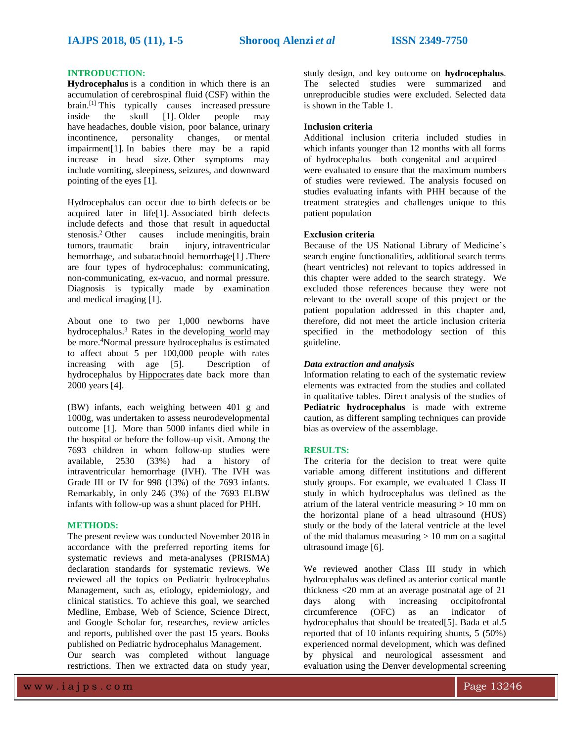## INTRODUCTION:

**Hydrocephalus** is a condition in which there is an accumulation of cerebrospinal fluid (CSF) within the brain.[1] This typically causes increased pressure inside the skull [1]. Older people may have headaches, double vision, poor balance, urinary incontinence, personality changes, or mental impairment[1]. In babies there may be a rapid increase in head size. Other symptoms may include vomiting, sleepiness, seizures, and downward pointing of the eyes [1].

Hydrocephalus can occur due to birth defects or be acquired later in life[1]. Associated birth defects include defects and those that result in aqueductal stenosis.[2] Other causes include meningitis, brain tumors, traumatic brain injury, intraventricular hemorrhage, and subarachnoid hemorrhage[1] .There are four types of hydrocephalus: communicating, non-communicating, ex-vacuo, and normal pressure. Diagnosis is typically made by examination and medical imaging [1].

About one to two per 1,000 newborns have hydrocephalus.[3] Rates in the developing world may be more.[4]Normal pressure hydrocephalus is estimated to affect about 5 per 100,000 people with rates increasing with age [5]. Description of hydrocephalus by Hippocrates date back more than 2000 years [4].

(BW) infants, each weighing between 401 g and 1000g, was undertaken to assess neurodevelopmental outcome [1]. More than 5000 infants died while in the hospital or before the follow-up visit. Among the 7693 children in whom follow-up studies were available, 2530 (33%) had a history of intraventricular hemorrhage (IVH). The IVH was Grade III or IV for 998 (13%) of the 7693 infants. Remarkably, in only 246 (3%) of the 7693 ELBW infants with follow-up was a shunt placed for PHH.

## METHODS:

The present review was conducted November 2018 in accordance with the preferred reporting items for systematic reviews and meta-analyses (PRISMA) declaration standards for systematic reviews. We reviewed all the topics on Pediatric hydrocephalus Management, such as, etiology, epidemiology, and clinical statistics. To achieve this goal, we searched Medline, Embase, Web of Science, Science Direct, and Google Scholar for, researches, review articles and reports, published over the past 15 years. Books published on Pediatric hydrocephalus Management.
Our search was completed without language restrictions. Then we extracted data on study year, study design, and key outcome on **hydrocephalus**. The selected studies were summarized and unreproducible studies were excluded. Selected data is shown in the Table 1.

### Inclusion criteria

Additional inclusion criteria included studies in which infants younger than 12 months with all forms of hydrocephalus—both congenital and acquired—were evaluated to ensure that the maximum numbers of studies were reviewed. The analysis focused on studies evaluating infants with PHH because of the treatment strategies and challenges unique to this patient population

### Exclusion criteria

Because of the US National Library of Medicine's search engine functionalities, additional search terms (heart ventricles) not relevant to topics addressed in this chapter were added to the search strategy. We excluded those references because they were not relevant to the overall scope of this project or the patient population addressed in this chapter and, therefore, did not meet the article inclusion criteria specified in the methodology section of this guideline.

### *Data extraction and analysis*

Information relating to each of the systematic review elements was extracted from the studies and collated in qualitative tables. Direct analysis of the studies of **Pediatric hydrocephalus** is made with extreme caution, as different sampling techniques can provide bias as overview of the assemblage.

## RESULTS:

The criteria for the decision to treat were quite variable among different institutions and different study groups. For example, we evaluated 1 Class II study in which hydrocephalus was defined as the atrium of the lateral ventricle measuring > 10 mm on the horizontal plane of a head ultrasound (HUS) study or the body of the lateral ventricle at the level of the mid thalamus measuring > 10 mm on a sagittal ultrasound image [6].

We reviewed another Class III study in which hydrocephalus was defined as anterior cortical mantle thickness <20 mm at an average postnatal age of 21 days along with increasing occipitofrontal circumference (OFC) as an indicator of hydrocephalus that should be treated[5]. Bada et al.5 reported that of 10 infants requiring shunts, 5 (50%) experienced normal development, which was defined by physical and neurological assessment and evaluation using the Denver developmental screening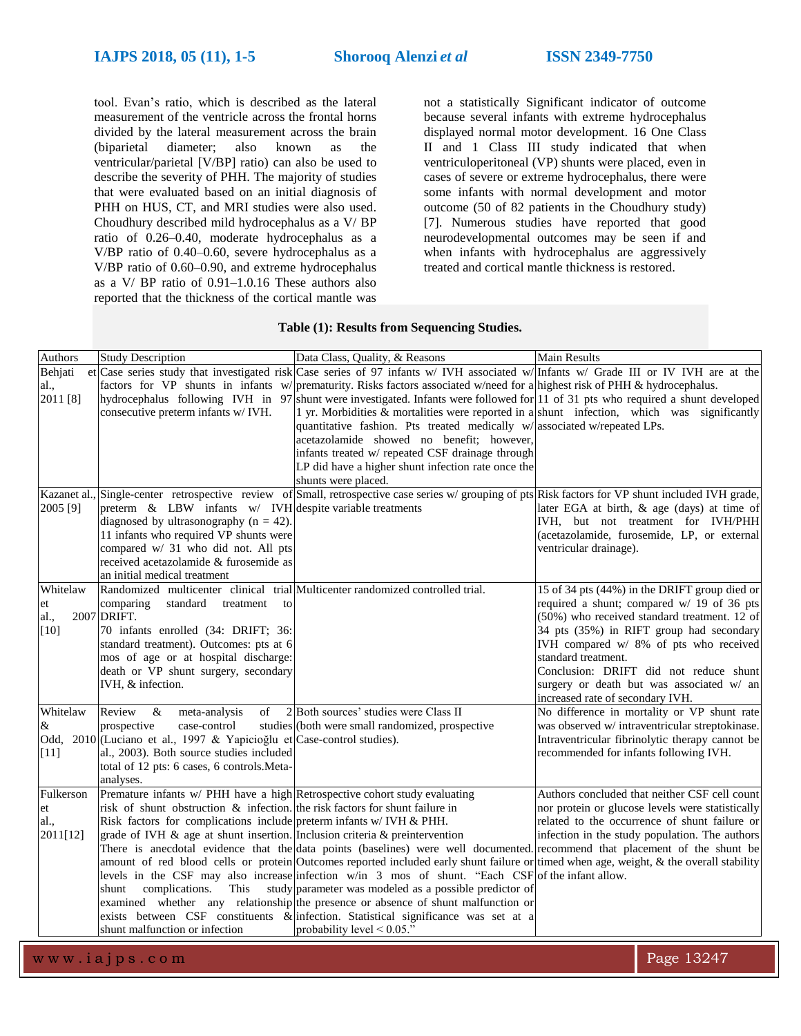tool. Evan's ratio, which is described as the lateral measurement of the ventricle across the frontal horns divided by the lateral measurement across the brain (biparietal diameter; also known as the ventricular/parietal [V/BP] ratio) can also be used to describe the severity of PHH. The majority of studies that were evaluated based on an initial diagnosis of PHH on HUS, CT, and MRI studies were also used. Choudhury described mild hydrocephalus as a V/ BP ratio of 0.26–0.40, moderate hydrocephalus as a V/BP ratio of 0.40–0.60, severe hydrocephalus as a V/BP ratio of 0.60–0.90, and extreme hydrocephalus as a V/ BP ratio of 0.91–1.0.16 These authors also reported that the thickness of the cortical mantle was not a statistically Significant indicator of outcome because several infants with extreme hydrocephalus displayed normal motor development. 16 One Class II and 1 Class III study indicated that when ventriculoperitoneal (VP) shunts were placed, even in cases of severe or extreme hydrocephalus, there were some infants with normal development and motor outcome (50 of 82 patients in the Choudhury study) [7]. Numerous studies have reported that good neurodevelopmental outcomes may be seen if and when infants with hydrocephalus are aggressively treated and cortical mantle thickness is restored.

**Table (1): Results from Sequencing Studies.**

| Authors | Study Description | Data Class, Quality, & Reasons | Main Results |
| --- | --- | --- | --- |
| Behjati et al., 2011 [8] | Case series study that investigated risk factors for VP shunts in infants w/ hydrocephalus following IVH in 97 consecutive preterm infants w/ IVH. | Case series of 97 infants w/ IVH associated w/ prematurity. Risks factors associated w/need for a shunt were investigated. Infants were followed for 1 yr. Morbidities & mortalities were reported in a quantitative fashion. Pts treated medically w/ acetazolamide showed no benefit; however, infants treated w/ repeated CSF drainage through LP did have a higher shunt infection rate once the shunts were placed. | Infants w/ Grade III or IV IVH are at the highest risk of PHH & hydrocephalus. 11 of 31 pts who required a shunt developed shunt infection, which was significantly associated w/repeated LPs. |
| Kazanet al., 2005 [9] | Single-center retrospective review of preterm & LBW infants w/ IVH diagnosed by ultrasonography (n = 42). 11 infants who required VP shunts were compared w/ 31 who did not. All pts received acetazolamide & furosemide as an initial medical treatment | Small, retrospective case series w/ grouping of pts despite variable treatments | Risk factors for VP shunt included IVH grade, later EGA at birth, & age (days) at time of IVH, but not treatment for IVH/PHH (acetazolamide, furosemide, LP, or external ventricular drainage). |
| Whitelaw et al., 2007 [10] | Randomized multicenter clinical trial comparing standard treatment to DRIFT. 70 infants enrolled (34: DRIFT; 36: standard treatment). Outcomes: pts at 6 mos of age or at hospital discharge: death or VP shunt surgery, secondary IVH, & infection. | Multicenter randomized controlled trial. | 15 of 34 pts (44%) in the DRIFT group died or required a shunt; compared w/ 19 of 36 pts (50%) who received standard treatment. 12 of 34 pts (35%) in RIFT group had secondary IVH compared w/ 8% of pts who received standard treatment. Conclusion: DRIFT did not reduce shunt surgery or death but was associated w/ an increased rate of secondary IVH. |
| Whitelaw & Odd, 2010 [11] | Review & meta-analysis of 2 prospective case-control studies (Luciano et al., 1997 & Yapicioğlu et al., 2003). Both source studies included total of 12 pts: 6 cases, 6 controls.Meta-analyses. | Both sources' studies were Class II (both were small randomized, prospective Case-control studies). | No difference in mortality or VP shunt rate was observed w/ intraventricular streptokinase. Intraventricular fibrinolytic therapy cannot be recommended for infants following IVH. |
| Fulkerson et al., 2011[12] | Premature infants w/ PHH have a high risk of shunt obstruction & infection. Risk factors for complications include grade of IVH & age at shunt insertion. There is anecdotal evidence that the amount of red blood cells or protein levels in the CSF may also increase shunt complications. This study examined whether any relationship exists between CSF constituents & shunt malfunction or infection | Retrospective cohort study evaluating the risk factors for shunt failure in preterm infants w/ IVH & PHH. Inclusion criteria & preintervention data points (baselines) were well documented. Outcomes reported included early shunt failure or infection w/in 3 mos of shunt. "Each CSF parameter was modeled as a possible predictor of the presence or absence of shunt malfunction or infection. Statistical significance was set at a probability level < 0.05." | Authors concluded that neither CSF cell count nor protein or glucose levels were statistically related to the occurrence of shunt failure or infection in the study population. The authors recommend that placement of the shunt be timed when age, weight, & the overall stability of the infant allow. |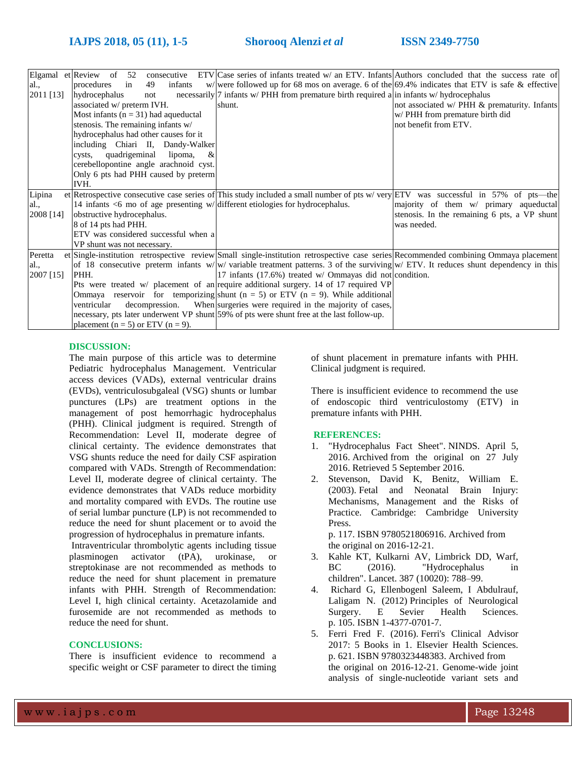| Elgamal et al., 2011 [13] | Review of 52 consecutive ETV procedures in 49 infants w/ hydrocephalus not necessarily associated w/ preterm IVH. Most infants (n = 31) had aqueductal stenosis. The remaining infants w/ hydrocephalus had other causes for it including Chiari II, Dandy-Walker cysts, quadrigeminal lipoma, & cerebellopontine angle arachnoid cyst. Only 6 pts had PHH caused by preterm IVH. | Case series of infants treated w/ an ETV. Infants were followed up for 68 mos on average. 6 of the 7 infants w/ PHH from premature birth required a shunt. | Authors concluded that the success rate of 69.4% indicates that ETV is safe & effective in infants w/ hydrocephalus not associated w/ PHH & prematurity. Infants w/ PHH from premature birth did not benefit from ETV. |
|---|---|---|---|
| Lipina et al., 2008 [14] | Retrospective consecutive case series of 14 infants <6 mo of age presenting w/ obstructive hydrocephalus. 8 of 14 pts had PHH. ETV was considered successful when a VP shunt was not necessary. | This study included a small number of pts w/ very different etiologies for hydrocephalus. | ETV was successful in 57% of pts—the majority of them w/ primary aqueductal stenosis. In the remaining 6 pts, a VP shunt was needed. |
| Peretta et al., 2007 [15] | Single-institution retrospective review of 18 consecutive preterm infants w/ PHH. Pts were treated w/ placement of an Ommaya reservoir for temporizing ventricular decompression. When necessary, pts later underwent VP shunt placement (n = 5) or ETV (n = 9). | Small single-institution retrospective case series w/ variable treatment patterns. 3 of the surviving 17 infants (17.6%) treated w/ Ommayas did not require additional surgery. 14 of 17 required VP shunt (n = 5) or ETV (n = 9). While additional surgeries were required in the majority of cases, 59% of pts were shunt free at the last follow-up. | Recommended combining Ommaya placement w/ ETV. It reduces shunt dependency in this condition. |

## DISCUSSION:

The main purpose of this article was to determine Pediatric hydrocephalus Management. Ventricular access devices (VADs), external ventricular drains (EVDs), ventriculosubgaleal (VSG) shunts or lumbar punctures (LPs) are treatment options in the management of post hemorrhagic hydrocephalus (PHH). Clinical judgment is required. Strength of Recommendation: Level II, moderate degree of clinical certainty. The evidence demonstrates that VSG shunts reduce the need for daily CSF aspiration compared with VADs. Strength of Recommendation: Level II, moderate degree of clinical certainty. The evidence demonstrates that VADs reduce morbidity and mortality compared with EVDs. The routine use of serial lumbar puncture (LP) is not recommended to reduce the need for shunt placement or to avoid the progression of hydrocephalus in premature infants.

Intraventricular thrombolytic agents including tissue plasminogen activator (tPA), urokinase, or streptokinase are not recommended as methods to reduce the need for shunt placement in premature infants with PHH. Strength of Recommendation: Level I, high clinical certainty. Acetazolamide and furosemide are not recommended as methods to reduce the need for shunt.

## CONCLUSIONS:

There is insufficient evidence to recommend a specific weight or CSF parameter to direct the timing of shunt placement in premature infants with PHH. Clinical judgment is required.

There is insufficient evidence to recommend the use of endoscopic third ventriculostomy (ETV) in premature infants with PHH.

## REFERENCES:

1. "Hydrocephalus Fact Sheet". NINDS. April 5, 2016. Archived from the original on 27 July 2016. Retrieved 5 September 2016.
2. Stevenson, David K, Benitz, William E. (2003). Fetal and Neonatal Brain Injury: Mechanisms, Management and the Risks of Practice. Cambridge: Cambridge University Press. p. 117. ISBN 9780521806916. Archived from the original on 2016-12-21.
3. Kahle KT, Kulkarni AV, Limbrick DD, Warf, BC (2016). "Hydrocephalus in children". Lancet. 387 (10020): 788–99.
4. Richard G, Ellenbogenl Saleem, I Abdulrauf, Laligam N. (2012) Principles of Neurological Surgery. E Sevier Health Sciences. p. 105. ISBN 1-4377-0701-7.
5. Ferri Fred F. (2016). Ferri's Clinical Advisor 2017: 5 Books in 1. Elsevier Health Sciences. p. 621. ISBN 9780323448383. Archived from the original on 2016-12-21. Genome-wide joint analysis of single-nucleotide variant sets and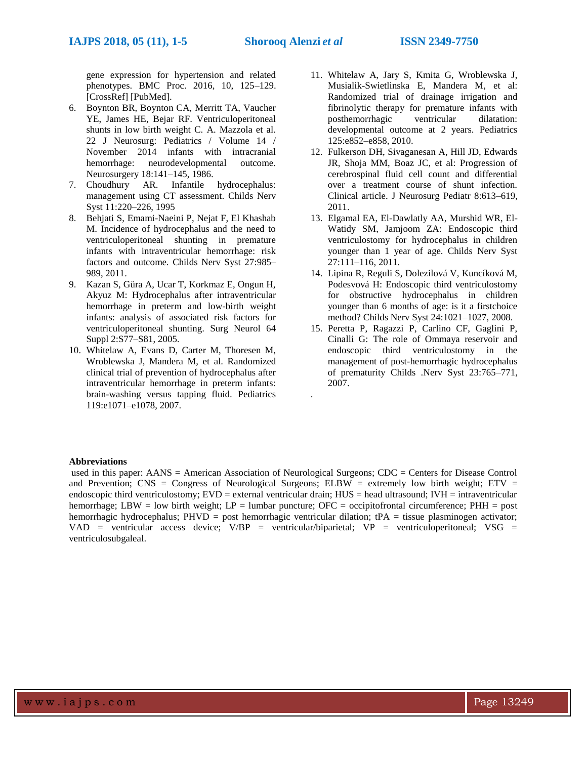gene expression for hypertension and related phenotypes. BMC Proc. 2016, 10, 125–129. [CrossRef] [PubMed].

6. Boynton BR, Boynton CA, Merritt TA, Vaucher YE, James HE, Bejar RF. Ventriculoperitoneal shunts in low birth weight C. A. Mazzola et al. 22 J Neurosurg: Pediatrics / Volume 14 / November 2014 infants with intracranial hemorrhage: neurodevelopmental outcome. Neurosurgery 18:141–145, 1986.
7. Choudhury AR. Infantile hydrocephalus: management using CT assessment. Childs Nerv Syst 11:220–226, 1995
8. Behjati S, Emami-Naeini P, Nejat F, El Khashab M. Incidence of hydrocephalus and the need to ventriculoperitoneal shunting in premature infants with intraventricular hemorrhage: risk factors and outcome. Childs Nerv Syst 27:985–989, 2011.
9. Kazan S, Güra A, Ucar T, Korkmaz E, Ongun H, Akyuz M: Hydrocephalus after intraventricular hemorrhage in preterm and low-birth weight infants: analysis of associated risk factors for ventriculoperitoneal shunting. Surg Neurol 64 Suppl 2:S77–S81, 2005.
10. Whitelaw A, Evans D, Carter M, Thoresen M, Wroblewska J, Mandera M, et al. Randomized clinical trial of prevention of hydrocephalus after intraventricular hemorrhage in preterm infants: brain-washing versus tapping fluid. Pediatrics 119:e1071–e1078, 2007.
11. Whitelaw A, Jary S, Kmita G, Wroblewska J, Musialik-Swietlinska E, Mandera M, et al: Randomized trial of drainage irrigation and fibrinolytic therapy for premature infants with posthemorrhagic ventricular dilatation: developmental outcome at 2 years. Pediatrics 125:e852–e858, 2010.
12. Fulkerson DH, Sivaganesan A, Hill JD, Edwards JR, Shoja MM, Boaz JC, et al: Progression of cerebrospinal fluid cell count and differential over a treatment course of shunt infection. Clinical article. J Neurosurg Pediatr 8:613–619, 2011.
13. Elgamal EA, El-Dawlatly AA, Murshid WR, El-Watidy SM, Jamjoom ZA: Endoscopic third ventriculostomy for hydrocephalus in children younger than 1 year of age. Childs Nerv Syst 27:111–116, 2011.
14. Lipina R, Reguli S, Dolezilová V, Kuncíková M, Podesvová H: Endoscopic third ventriculostomy for obstructive hydrocephalus in children younger than 6 months of age: is it a firstchoice method? Childs Nerv Syst 24:1021–1027, 2008.
15. Peretta P, Ragazzi P, Carlino CF, Gaglini P, Cinalli G: The role of Ommaya reservoir and endoscopic third ventriculostomy in the management of post-hemorrhagic hydrocephalus of prematurity Childs .Nerv Syst 23:765–771, 2007.

.

**Abbreviations**

used in this paper: AANS = American Association of Neurological Surgeons; CDC = Centers for Disease Control and Prevention; CNS = Congress of Neurological Surgeons; ELBW = extremely low birth weight; ETV = endoscopic third ventriculostomy; EVD = external ventricular drain; HUS = head ultrasound; IVH = intraventricular hemorrhage; LBW = low birth weight; LP = lumbar puncture; OFC = occipitofrontal circumference; PHH = post hemorrhagic hydrocephalus; PHVD = post hemorrhagic ventricular dilation; tPA = tissue plasminogen activator; VAD = ventricular access device; V/BP = ventricular/biparietal; VP = ventriculoperitoneal; VSG = ventriculosubgaleal.